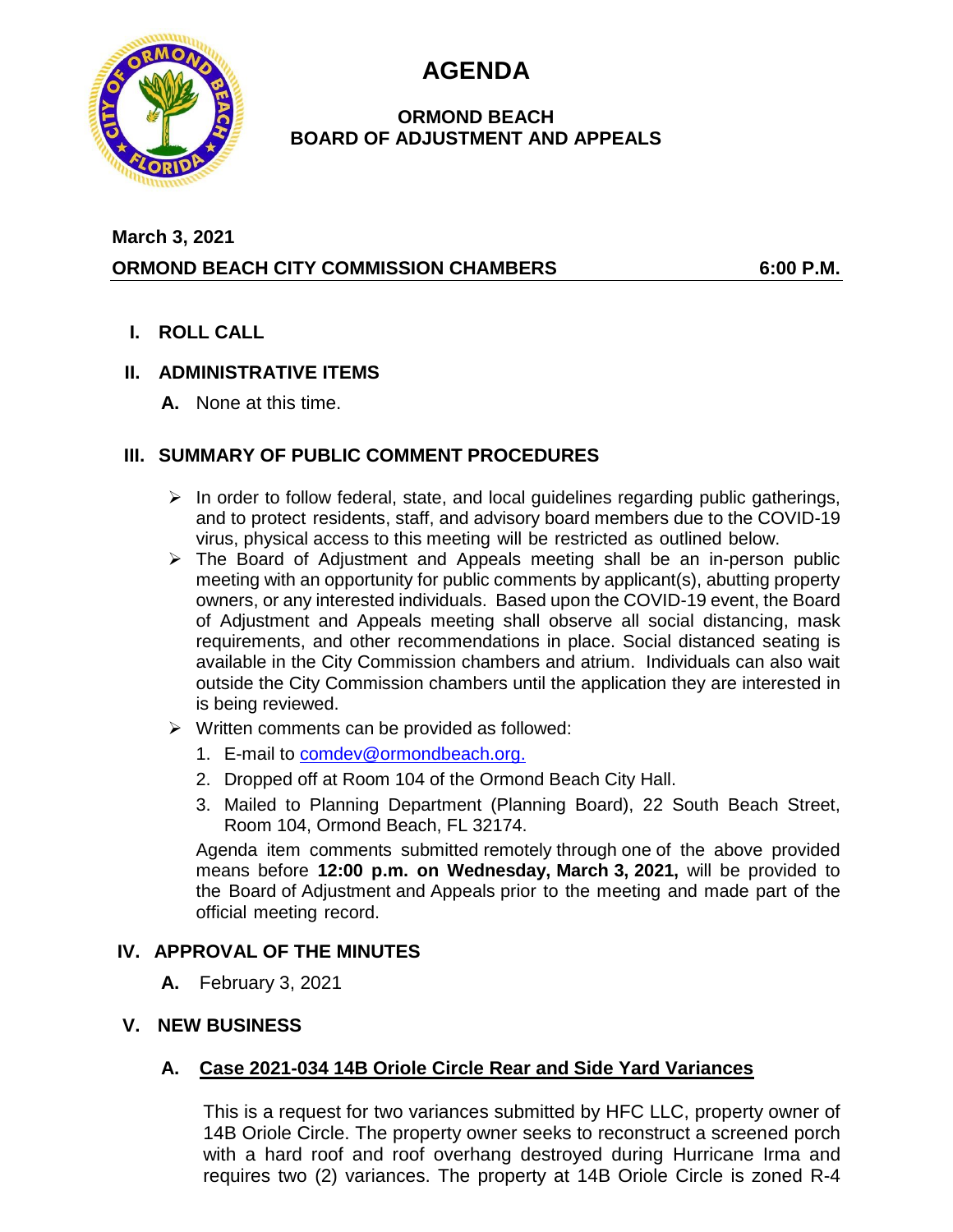# AGENDA

**ORMOND BEACH**
**BOARD OF ADJUSTMENT AND APPEALS**

**March 3, 2021**

**ORMOND BEACH CITY COMMISSION CHAMBERS** **6:00 P.M.**

## I. ROLL CALL

## II. ADMINISTRATIVE ITEMS

**A.** None at this time.

## III. SUMMARY OF PUBLIC COMMENT PROCEDURES

- In order to follow federal, state, and local guidelines regarding public gatherings, and to protect residents, staff, and advisory board members due to the COVID-19 virus, physical access to this meeting will be restricted as outlined below.
- The Board of Adjustment and Appeals meeting shall be an in-person public meeting with an opportunity for public comments by applicant(s), abutting property owners, or any interested individuals. Based upon the COVID-19 event, the Board of Adjustment and Appeals meeting shall observe all social distancing, mask requirements, and other recommendations in place. Social distanced seating is available in the City Commission chambers and atrium. Individuals can also wait outside the City Commission chambers until the application they are interested in is being reviewed.
- Written comments can be provided as followed:
  1. E-mail to comdev@ormondbeach.org.
  2. Dropped off at Room 104 of the Ormond Beach City Hall.
  3. Mailed to Planning Department (Planning Board), 22 South Beach Street, Room 104, Ormond Beach, FL 32174.

  Agenda item comments submitted remotely through one of the above provided means before **12:00 p.m. on Wednesday, March 3, 2021,** will be provided to the Board of Adjustment and Appeals prior to the meeting and made part of the official meeting record.

## IV. APPROVAL OF THE MINUTES

**A.** February 3, 2021

## V. NEW BUSINESS

### A. Case 2021-034 14B Oriole Circle Rear and Side Yard Variances

This is a request for two variances submitted by HFC LLC, property owner of 14B Oriole Circle. The property owner seeks to reconstruct a screened porch with a hard roof and roof overhang destroyed during Hurricane Irma and requires two (2) variances. The property at 14B Oriole Circle is zoned R-4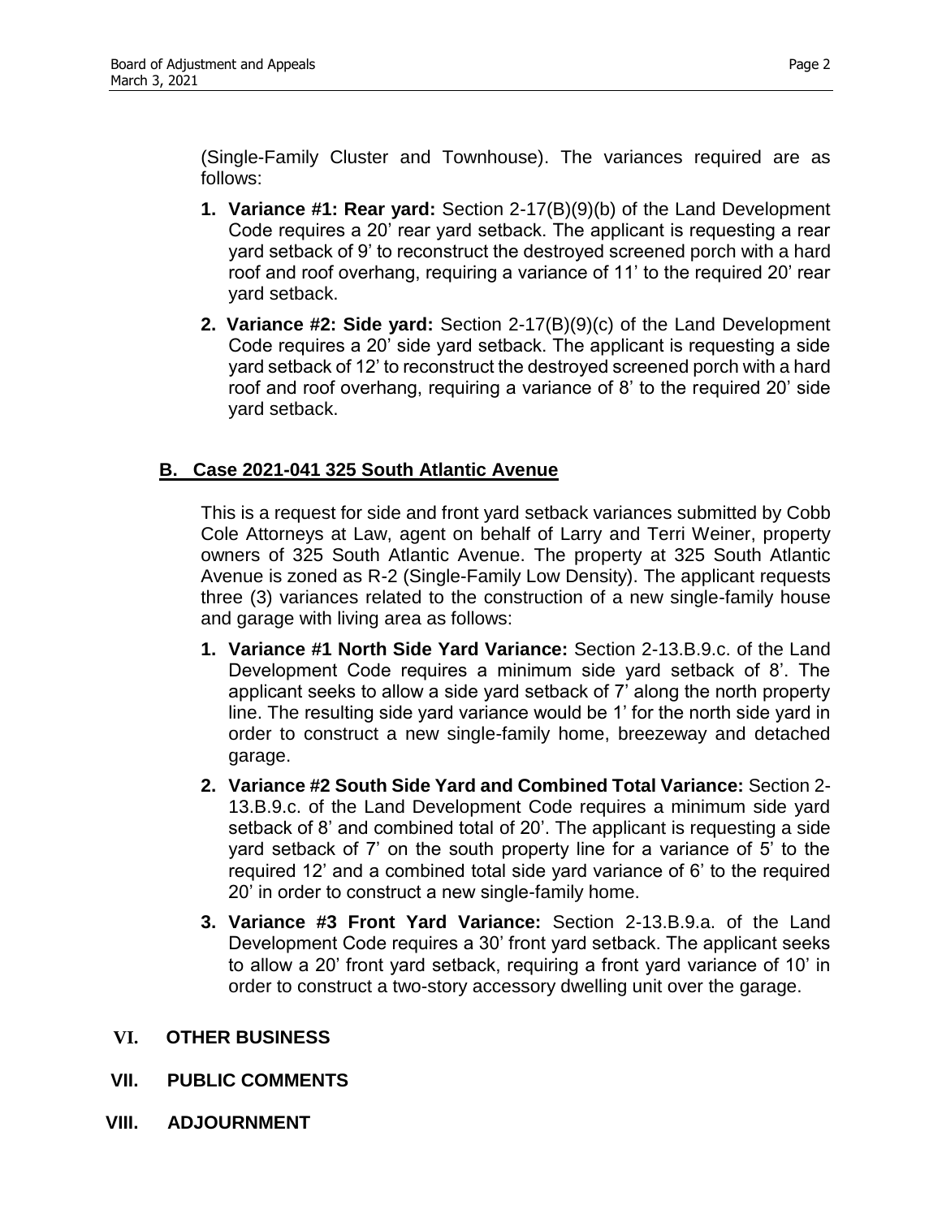(Single-Family Cluster and Townhouse). The variances required are as follows:

1. **Variance #1: Rear yard:** Section 2-17(B)(9)(b) of the Land Development Code requires a 20' rear yard setback. The applicant is requesting a rear yard setback of 9' to reconstruct the destroyed screened porch with a hard roof and roof overhang, requiring a variance of 11' to the required 20' rear yard setback.
2. **Variance #2: Side yard:** Section 2-17(B)(9)(c) of the Land Development Code requires a 20' side yard setback. The applicant is requesting a side yard setback of 12' to reconstruct the destroyed screened porch with a hard roof and roof overhang, requiring a variance of 8' to the required 20' side yard setback.

### B. Case 2021-041 325 South Atlantic Avenue

This is a request for side and front yard setback variances submitted by Cobb Cole Attorneys at Law, agent on behalf of Larry and Terri Weiner, property owners of 325 South Atlantic Avenue. The property at 325 South Atlantic Avenue is zoned as R-2 (Single-Family Low Density). The applicant requests three (3) variances related to the construction of a new single-family house and garage with living area as follows:

1. **Variance #1 North Side Yard Variance:** Section 2-13.B.9.c. of the Land Development Code requires a minimum side yard setback of 8'. The applicant seeks to allow a side yard setback of 7' along the north property line. The resulting side yard variance would be 1' for the north side yard in order to construct a new single-family home, breezeway and detached garage.
2. **Variance #2 South Side Yard and Combined Total Variance:** Section 2-13.B.9.c. of the Land Development Code requires a minimum side yard setback of 8' and combined total of 20'. The applicant is requesting a side yard setback of 7' on the south property line for a variance of 5' to the required 12' and a combined total side yard variance of 6' to the required 20' in order to construct a new single-family home.
3. **Variance #3 Front Yard Variance:** Section 2-13.B.9.a. of the Land Development Code requires a 30' front yard setback. The applicant seeks to allow a 20' front yard setback, requiring a front yard variance of 10' in order to construct a two-story accessory dwelling unit over the garage.

## VI. OTHER BUSINESS

## VII. PUBLIC COMMENTS

## VIII. ADJOURNMENT